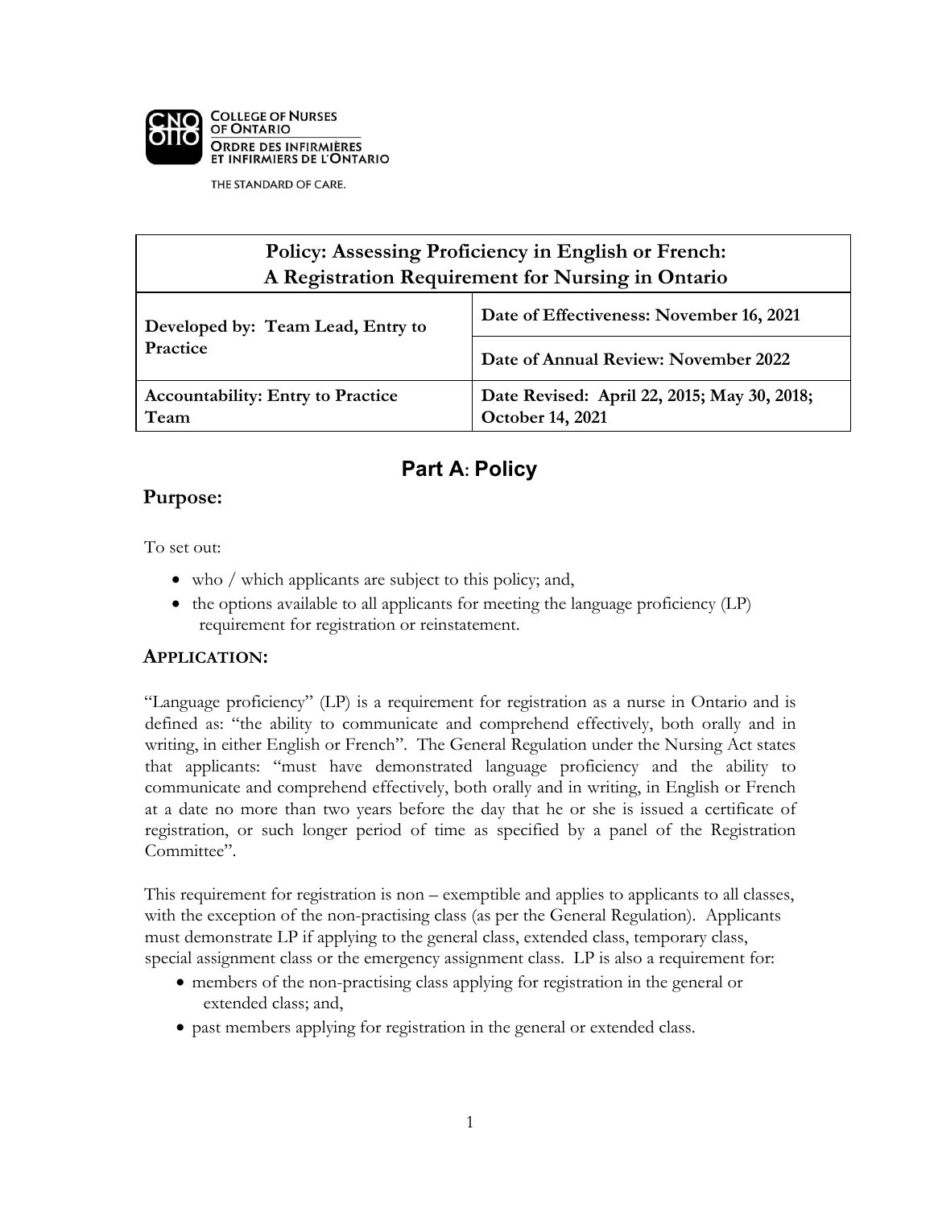COLLEGE OF NURSES OF ONTARIO
ORDRE DES INFIRMIÈRES ET INFIRMIERS DE L'ONTARIO

THE STANDARD OF CARE.

| Policy: Assessing Proficiency in English or French: A Registration Requirement for Nursing in Ontario | |
|---|---|
| **Developed by: Team Lead, Entry to Practice** | **Date of Effectiveness: November 16, 2021** |
| | **Date of Annual Review: November 2022** |
| **Accountability: Entry to Practice Team** | **Date Revised: April 22, 2015; May 30, 2018; October 14, 2021** |

# Part A: Policy

## Purpose:

To set out:

- who / which applicants are subject to this policy; and,
- the options available to all applicants for meeting the language proficiency (LP) requirement for registration or reinstatement.

## APPLICATION:

"Language proficiency" (LP) is a requirement for registration as a nurse in Ontario and is defined as: "the ability to communicate and comprehend effectively, both orally and in writing, in either English or French". The General Regulation under the Nursing Act states that applicants: "must have demonstrated language proficiency and the ability to communicate and comprehend effectively, both orally and in writing, in English or French at a date no more than two years before the day that he or she is issued a certificate of registration, or such longer period of time as specified by a panel of the Registration Committee".

This requirement for registration is non – exemptible and applies to applicants to all classes, with the exception of the non-practising class (as per the General Regulation). Applicants must demonstrate LP if applying to the general class, extended class, temporary class, special assignment class or the emergency assignment class. LP is also a requirement for:

- members of the non-practising class applying for registration in the general or extended class; and,
- past members applying for registration in the general or extended class.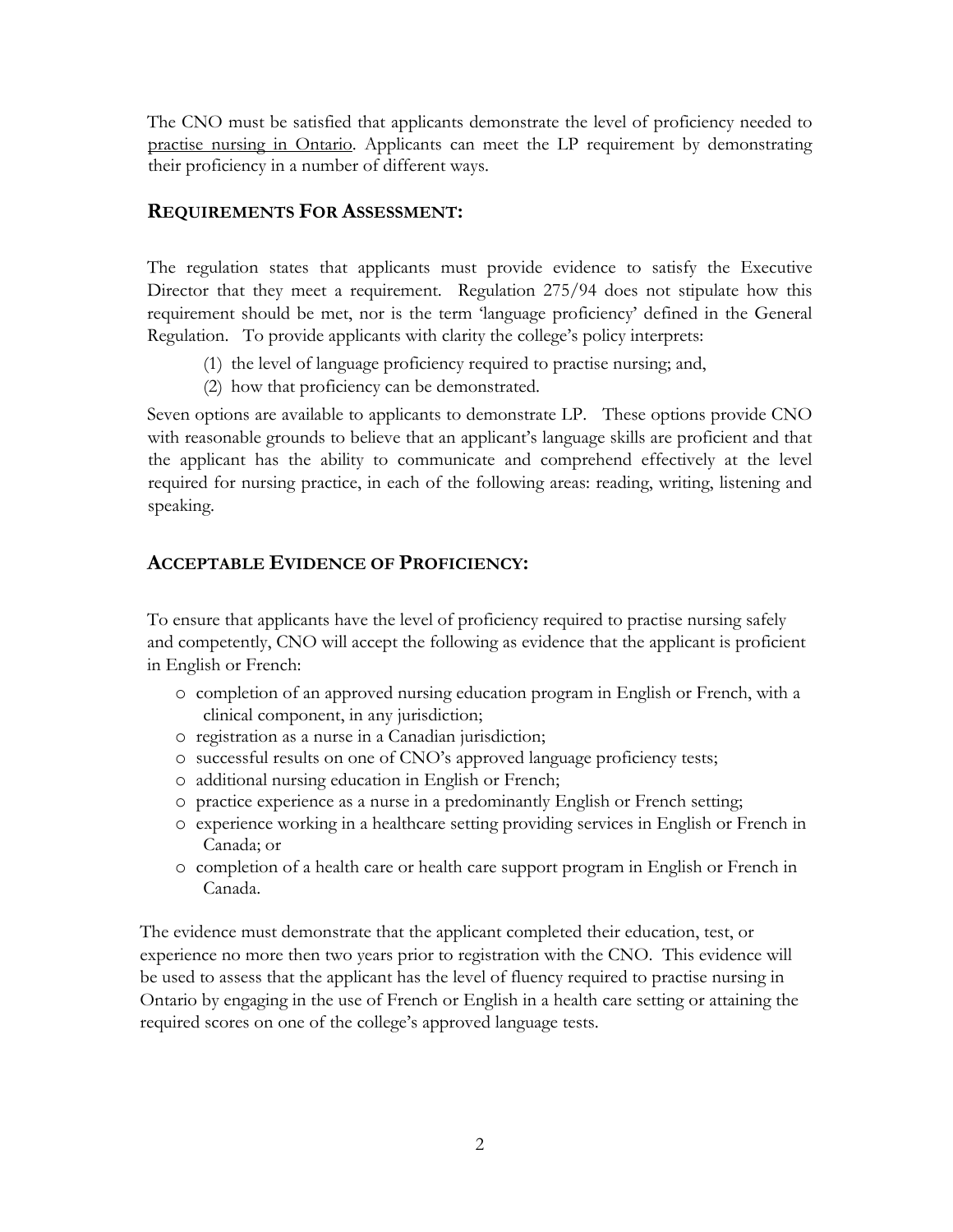The CNO must be satisfied that applicants demonstrate the level of proficiency needed to practise nursing in Ontario. Applicants can meet the LP requirement by demonstrating their proficiency in a number of different ways.

## REQUIREMENTS FOR ASSESSMENT:

The regulation states that applicants must provide evidence to satisfy the Executive Director that they meet a requirement. Regulation 275/94 does not stipulate how this requirement should be met, nor is the term 'language proficiency' defined in the General Regulation. To provide applicants with clarity the college's policy interprets:

(1) the level of language proficiency required to practise nursing; and,
(2) how that proficiency can be demonstrated.

Seven options are available to applicants to demonstrate LP. These options provide CNO with reasonable grounds to believe that an applicant's language skills are proficient and that the applicant has the ability to communicate and comprehend effectively at the level required for nursing practice, in each of the following areas: reading, writing, listening and speaking.

## ACCEPTABLE EVIDENCE OF PROFICIENCY:

To ensure that applicants have the level of proficiency required to practise nursing safely and competently, CNO will accept the following as evidence that the applicant is proficient in English or French:

- completion of an approved nursing education program in English or French, with a clinical component, in any jurisdiction;
- registration as a nurse in a Canadian jurisdiction;
- successful results on one of CNO's approved language proficiency tests;
- additional nursing education in English or French;
- practice experience as a nurse in a predominantly English or French setting;
- experience working in a healthcare setting providing services in English or French in Canada; or
- completion of a health care or health care support program in English or French in Canada.

The evidence must demonstrate that the applicant completed their education, test, or experience no more then two years prior to registration with the CNO. This evidence will be used to assess that the applicant has the level of fluency required to practise nursing in Ontario by engaging in the use of French or English in a health care setting or attaining the required scores on one of the college's approved language tests.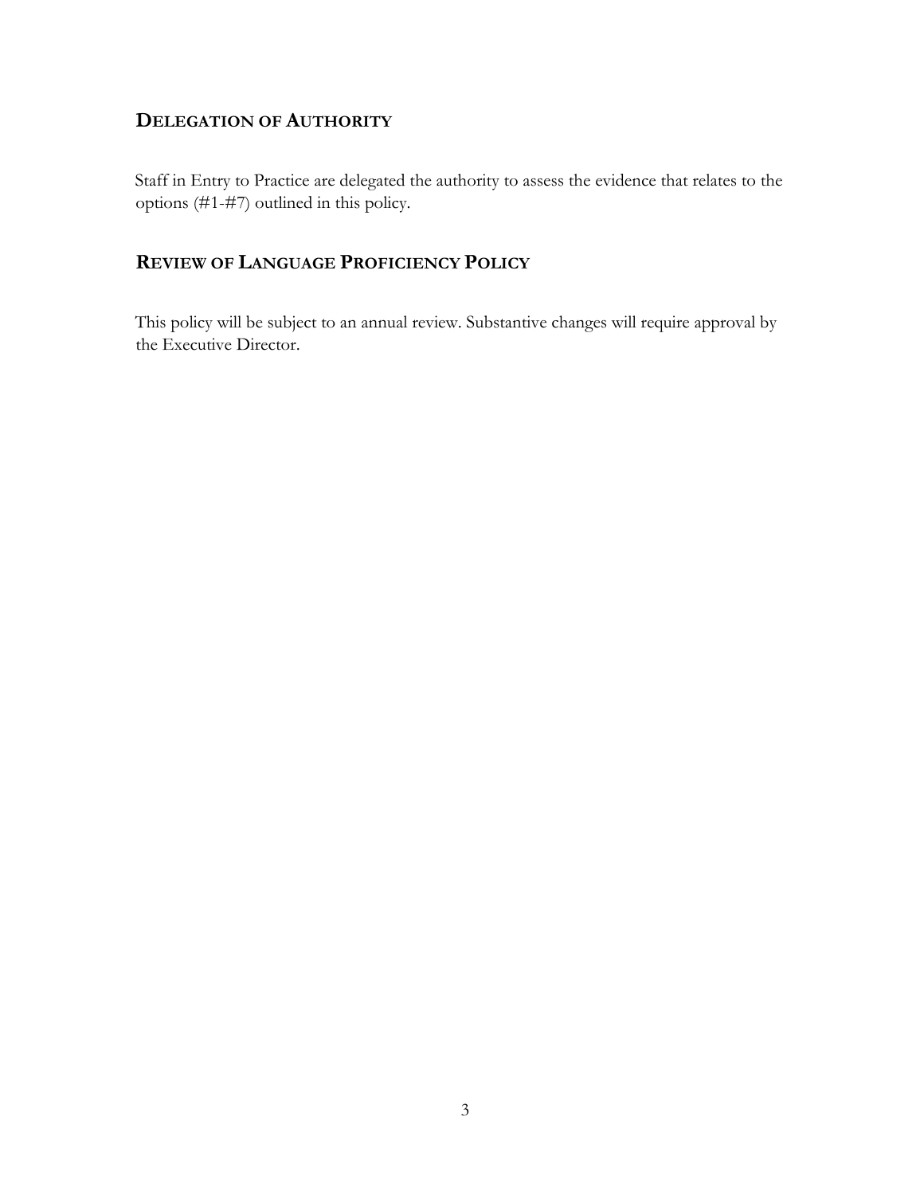## Delegation of Authority

Staff in Entry to Practice are delegated the authority to assess the evidence that relates to the options (#1-#7) outlined in this policy.

## Review of Language Proficiency Policy

This policy will be subject to an annual review. Substantive changes will require approval by the Executive Director.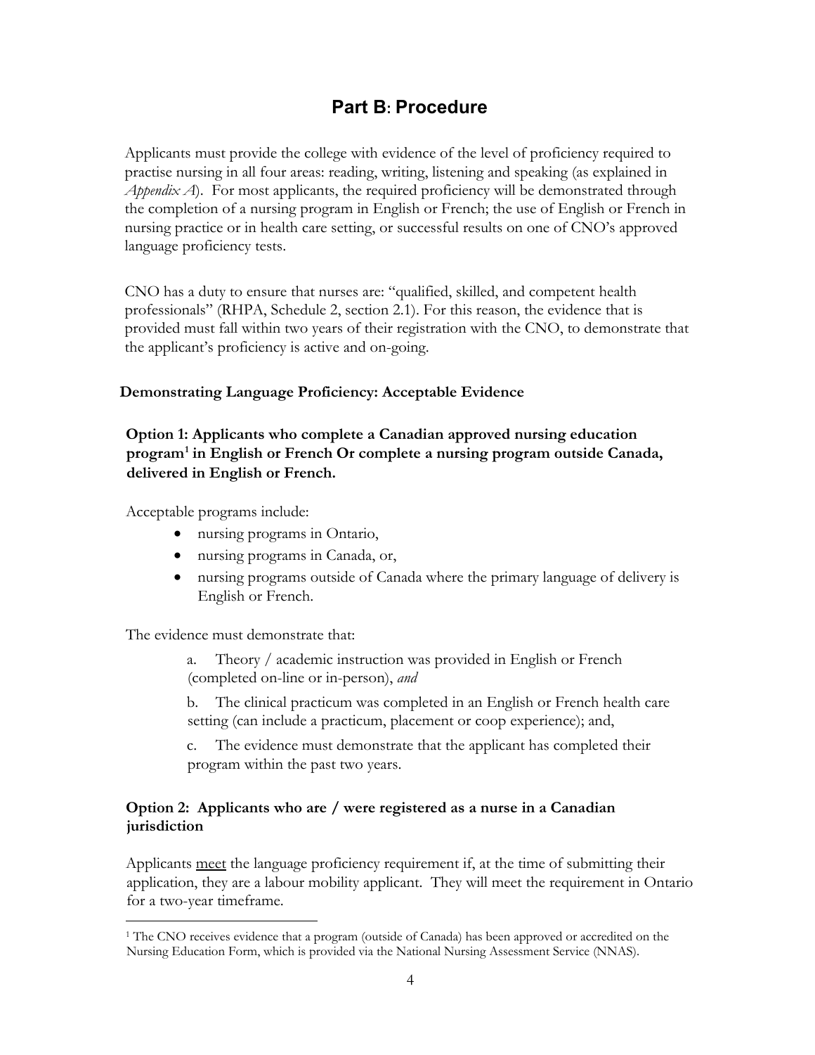## Part B: Procedure

Applicants must provide the college with evidence of the level of proficiency required to practise nursing in all four areas: reading, writing, listening and speaking (as explained in *Appendix A*). For most applicants, the required proficiency will be demonstrated through the completion of a nursing program in English or French; the use of English or French in nursing practice or in health care setting, or successful results on one of CNO's approved language proficiency tests.

CNO has a duty to ensure that nurses are: "qualified, skilled, and competent health professionals" (RHPA, Schedule 2, section 2.1). For this reason, the evidence that is provided must fall within two years of their registration with the CNO, to demonstrate that the applicant's proficiency is active and on-going.

### Demonstrating Language Proficiency: Acceptable Evidence

#### Option 1: Applicants who complete a Canadian approved nursing education program[1] in English or French Or complete a nursing program outside Canada, delivered in English or French.

Acceptable programs include:

- nursing programs in Ontario,
- nursing programs in Canada, or,
- nursing programs outside of Canada where the primary language of delivery is English or French.

The evidence must demonstrate that:

a. Theory / academic instruction was provided in English or French (completed on-line or in-person), *and*

b. The clinical practicum was completed in an English or French health care setting (can include a practicum, placement or coop experience); and,

c. The evidence must demonstrate that the applicant has completed their program within the past two years.

#### Option 2: Applicants who are / were registered as a nurse in a Canadian jurisdiction

Applicants <u>meet</u> the language proficiency requirement if, at the time of submitting their application, they are a labour mobility applicant. They will meet the requirement in Ontario for a two-year timeframe.

---

[1] The CNO receives evidence that a program (outside of Canada) has been approved or accredited on the Nursing Education Form, which is provided via the National Nursing Assessment Service (NNAS).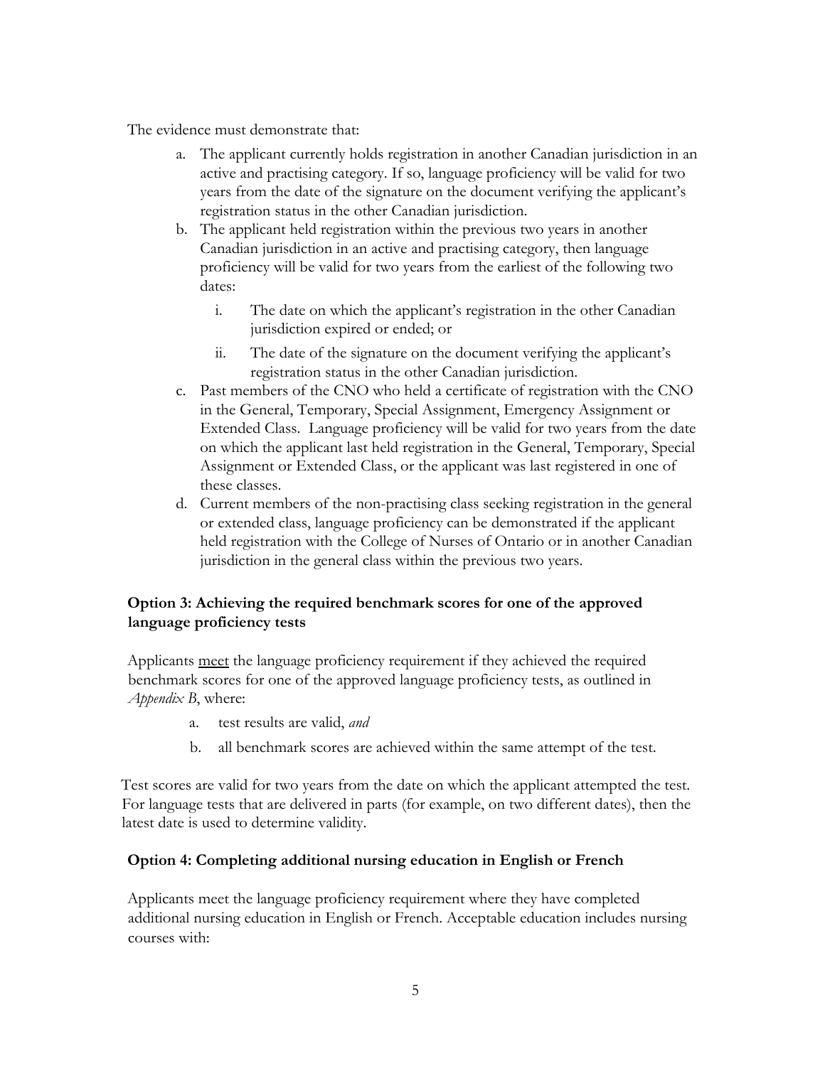The evidence must demonstrate that:

a. The applicant currently holds registration in another Canadian jurisdiction in an active and practising category. If so, language proficiency will be valid for two years from the date of the signature on the document verifying the applicant's registration status in the other Canadian jurisdiction.
b. The applicant held registration within the previous two years in another Canadian jurisdiction in an active and practising category, then language proficiency will be valid for two years from the earliest of the following two dates:
    i. The date on which the applicant's registration in the other Canadian jurisdiction expired or ended; or
    ii. The date of the signature on the document verifying the applicant's registration status in the other Canadian jurisdiction.
c. Past members of the CNO who held a certificate of registration with the CNO in the General, Temporary, Special Assignment, Emergency Assignment or Extended Class. Language proficiency will be valid for two years from the date on which the applicant last held registration in the General, Temporary, Special Assignment or Extended Class, or the applicant was last registered in one of these classes.
d. Current members of the non-practising class seeking registration in the general or extended class, language proficiency can be demonstrated if the applicant held registration with the College of Nurses of Ontario or in another Canadian jurisdiction in the general class within the previous two years.

**Option 3: Achieving the required benchmark scores for one of the approved language proficiency tests**

Applicants <u>meet</u> the language proficiency requirement if they achieved the required benchmark scores for one of the approved language proficiency tests, as outlined in *Appendix B*, where:

a. test results are valid, *and*
b. all benchmark scores are achieved within the same attempt of the test.

Test scores are valid for two years from the date on which the applicant attempted the test. For language tests that are delivered in parts (for example, on two different dates), then the latest date is used to determine validity.

**Option 4: Completing additional nursing education in English or French**

Applicants meet the language proficiency requirement where they have completed additional nursing education in English or French. Acceptable education includes nursing courses with: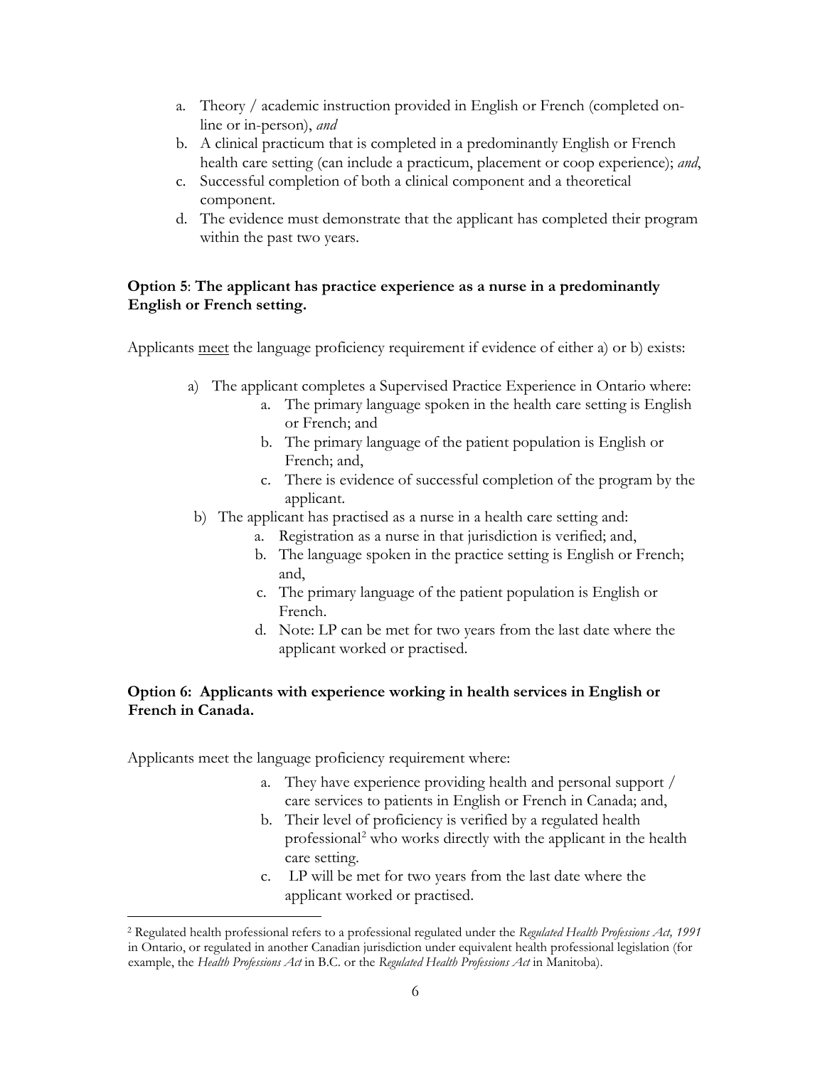a. Theory / academic instruction provided in English or French (completed on-line or in-person), *and*
b. A clinical practicum that is completed in a predominantly English or French health care setting (can include a practicum, placement or coop experience); *and*,
c. Successful completion of both a clinical component and a theoretical component.
d. The evidence must demonstrate that the applicant has completed their program within the past two years.

**Option 5**: **The applicant has practice experience as a nurse in a predominantly English or French setting.**

Applicants <u>meet</u> the language proficiency requirement if evidence of either a) or b) exists:

a) The applicant completes a Supervised Practice Experience in Ontario where:
   a. The primary language spoken in the health care setting is English or French; and
   b. The primary language of the patient population is English or French; and,
   c. There is evidence of successful completion of the program by the applicant.

b) The applicant has practised as a nurse in a health care setting and:
   a. Registration as a nurse in that jurisdiction is verified; and,
   b. The language spoken in the practice setting is English or French; and,
   c. The primary language of the patient population is English or French.
   d. Note: LP can be met for two years from the last date where the applicant worked or practised.

**Option 6: Applicants with experience working in health services in English or French in Canada.**

Applicants meet the language proficiency requirement where:

a. They have experience providing health and personal support / care services to patients in English or French in Canada; and,
b. Their level of proficiency is verified by a regulated health professional[2] who works directly with the applicant in the health care setting.
c. LP will be met for two years from the last date where the applicant worked or practised.

---

[2] Regulated health professional refers to a professional regulated under the *Regulated Health Professions Act, 1991* in Ontario, or regulated in another Canadian jurisdiction under equivalent health professional legislation (for example, the *Health Professions Act* in B.C. or the *Regulated Health Professions Act* in Manitoba).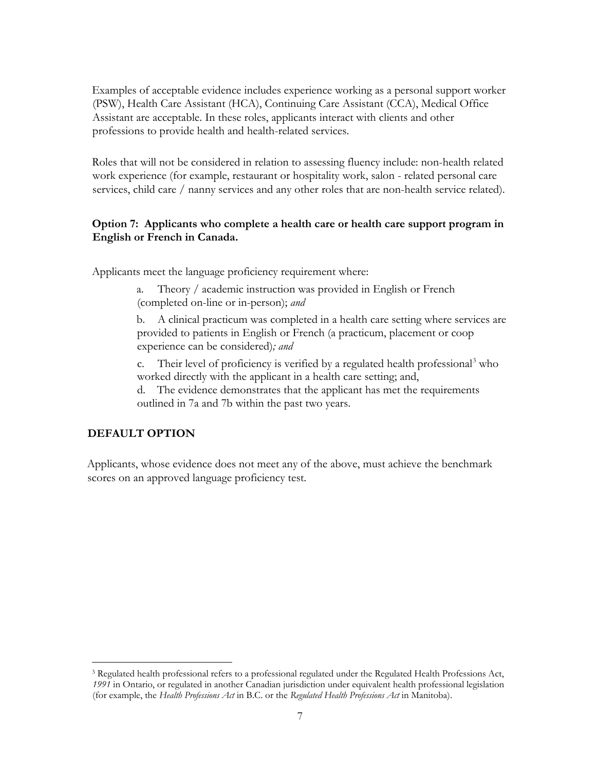Examples of acceptable evidence includes experience working as a personal support worker (PSW), Health Care Assistant (HCA), Continuing Care Assistant (CCA), Medical Office Assistant are acceptable. In these roles, applicants interact with clients and other professions to provide health and health-related services.

Roles that will not be considered in relation to assessing fluency include: non-health related work experience (for example, restaurant or hospitality work, salon - related personal care services, child care / nanny services and any other roles that are non-health service related).

**Option 7: Applicants who complete a health care or health care support program in English or French in Canada.**

Applicants meet the language proficiency requirement where:

a. Theory / academic instruction was provided in English or French (completed on-line or in-person); *and*

b. A clinical practicum was completed in a health care setting where services are provided to patients in English or French (a practicum, placement or coop experience can be considered)*; and*

c. Their level of proficiency is verified by a regulated health professional[3] who worked directly with the applicant in a health care setting; and,

d. The evidence demonstrates that the applicant has met the requirements outlined in 7a and 7b within the past two years.

**DEFAULT OPTION**

Applicants, whose evidence does not meet any of the above, must achieve the benchmark scores on an approved language proficiency test.

[3] Regulated health professional refers to a professional regulated under the Regulated Health Professions Act, *1991* in Ontario, or regulated in another Canadian jurisdiction under equivalent health professional legislation (for example, the *Health Professions Act* in B.C. or the *Regulated Health Professions Act* in Manitoba).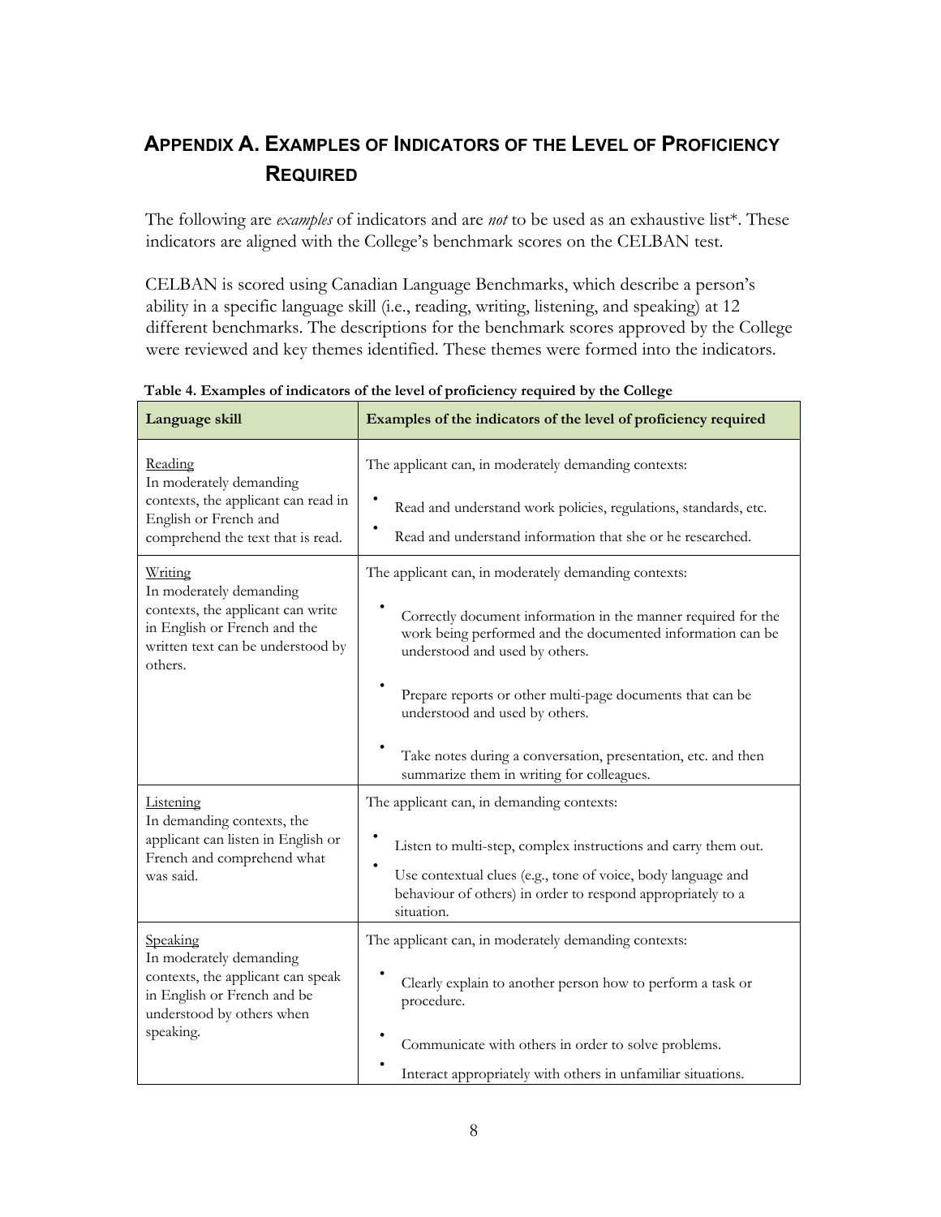## Appendix A. Examples of Indicators of the Level of Proficiency Required

The following are *examples* of indicators and are *not* to be used as an exhaustive list*. These indicators are aligned with the College's benchmark scores on the CELBAN test.

CELBAN is scored using Canadian Language Benchmarks, which describe a person's ability in a specific language skill (i.e., reading, writing, listening, and speaking) at 12 different benchmarks. The descriptions for the benchmark scores approved by the College were reviewed and key themes identified. These themes were formed into the indicators.

**Table 4. Examples of indicators of the level of proficiency required by the College**

| Language skill | Examples of the indicators of the level of proficiency required |
|---|---|
| Reading<br>In moderately demanding contexts, the applicant can read in English or French and comprehend the text that is read. | The applicant can, in moderately demanding contexts:<br>• Read and understand work policies, regulations, standards, etc.<br>• Read and understand information that she or he researched. |
| Writing<br>In moderately demanding contexts, the applicant can write in English or French and the written text can be understood by others. | The applicant can, in moderately demanding contexts:<br>• Correctly document information in the manner required for the work being performed and the documented information can be understood and used by others.<br>• Prepare reports or other multi-page documents that can be understood and used by others.<br>• Take notes during a conversation, presentation, etc. and then summarize them in writing for colleagues. |
| Listening<br>In demanding contexts, the applicant can listen in English or French and comprehend what was said. | The applicant can, in demanding contexts:<br>• Listen to multi-step, complex instructions and carry them out.<br>• Use contextual clues (e.g., tone of voice, body language and behaviour of others) in order to respond appropriately to a situation. |
| Speaking<br>In moderately demanding contexts, the applicant can speak in English or French and be understood by others when speaking. | The applicant can, in moderately demanding contexts:<br>• Clearly explain to another person how to perform a task or procedure.<br>• Communicate with others in order to solve problems.<br>• Interact appropriately with others in unfamiliar situations. |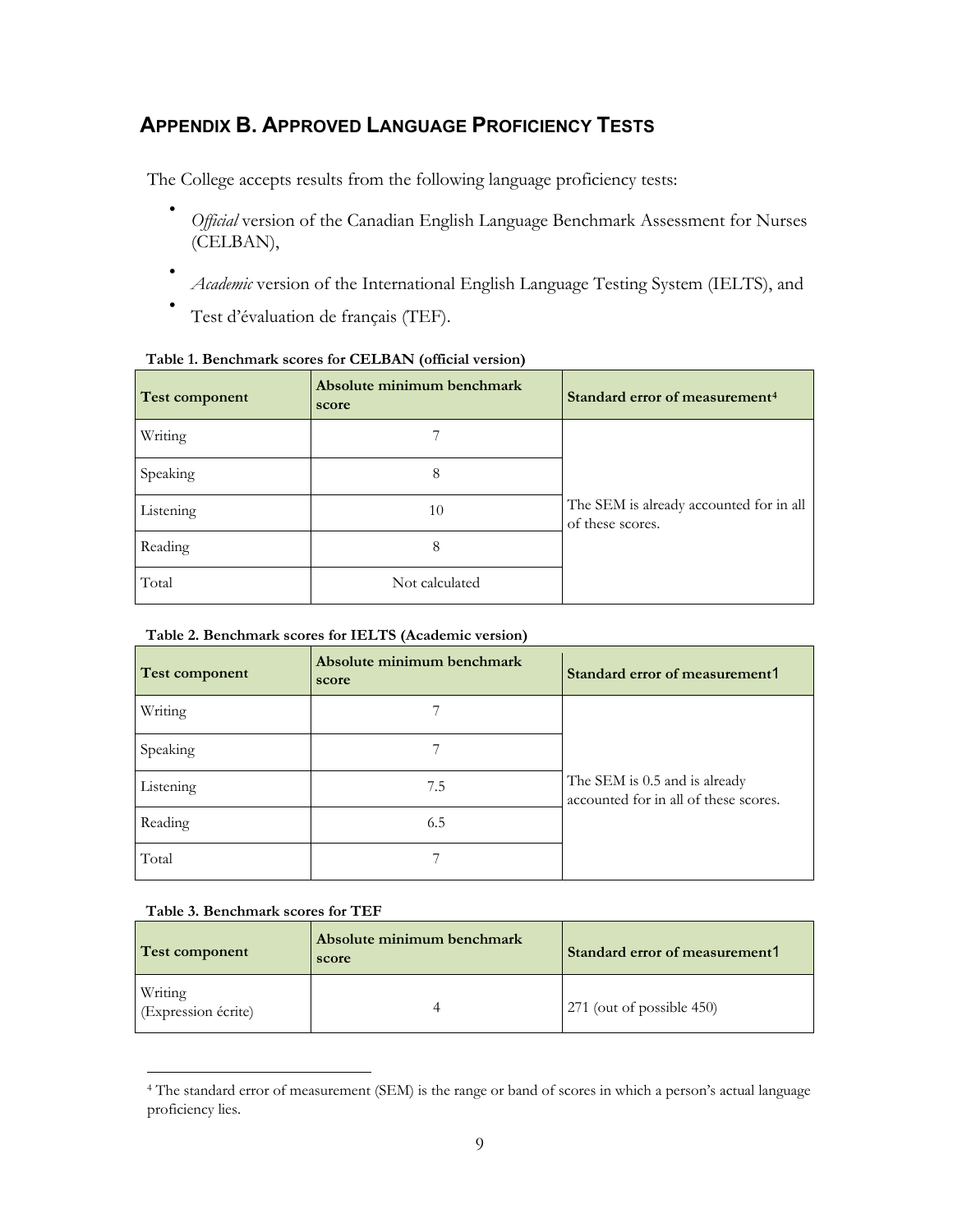## APPENDIX B. APPROVED LANGUAGE PROFICIENCY TESTS

The College accepts results from the following language proficiency tests:

- *Official* version of the Canadian English Language Benchmark Assessment for Nurses (CELBAN),
- *Academic* version of the International English Language Testing System (IELTS), and
- Test d'évaluation de français (TEF).

**Table 1. Benchmark scores for CELBAN (official version)**

| Test component | Absolute minimum benchmark score | Standard error of measurement[4] |
|---|---|---|
| Writing | 7 | The SEM is already accounted for in all of these scores. |
| Speaking | 8 | |
| Listening | 10 | |
| Reading | 8 | |
| Total | Not calculated | |

**Table 2. Benchmark scores for IELTS (Academic version)**

| Test component | Absolute minimum benchmark score | Standard error of measurement1 |
|---|---|---|
| Writing | 7 | The SEM is 0.5 and is already accounted for in all of these scores. |
| Speaking | 7 | |
| Listening | 7.5 | |
| Reading | 6.5 | |
| Total | 7 | |

**Table 3. Benchmark scores for TEF**

| Test component | Absolute minimum benchmark score | Standard error of measurement1 |
|---|---|---|
| Writing (Expression écrite) | 4 | 271 (out of possible 450) |

[4] The standard error of measurement (SEM) is the range or band of scores in which a person's actual language proficiency lies.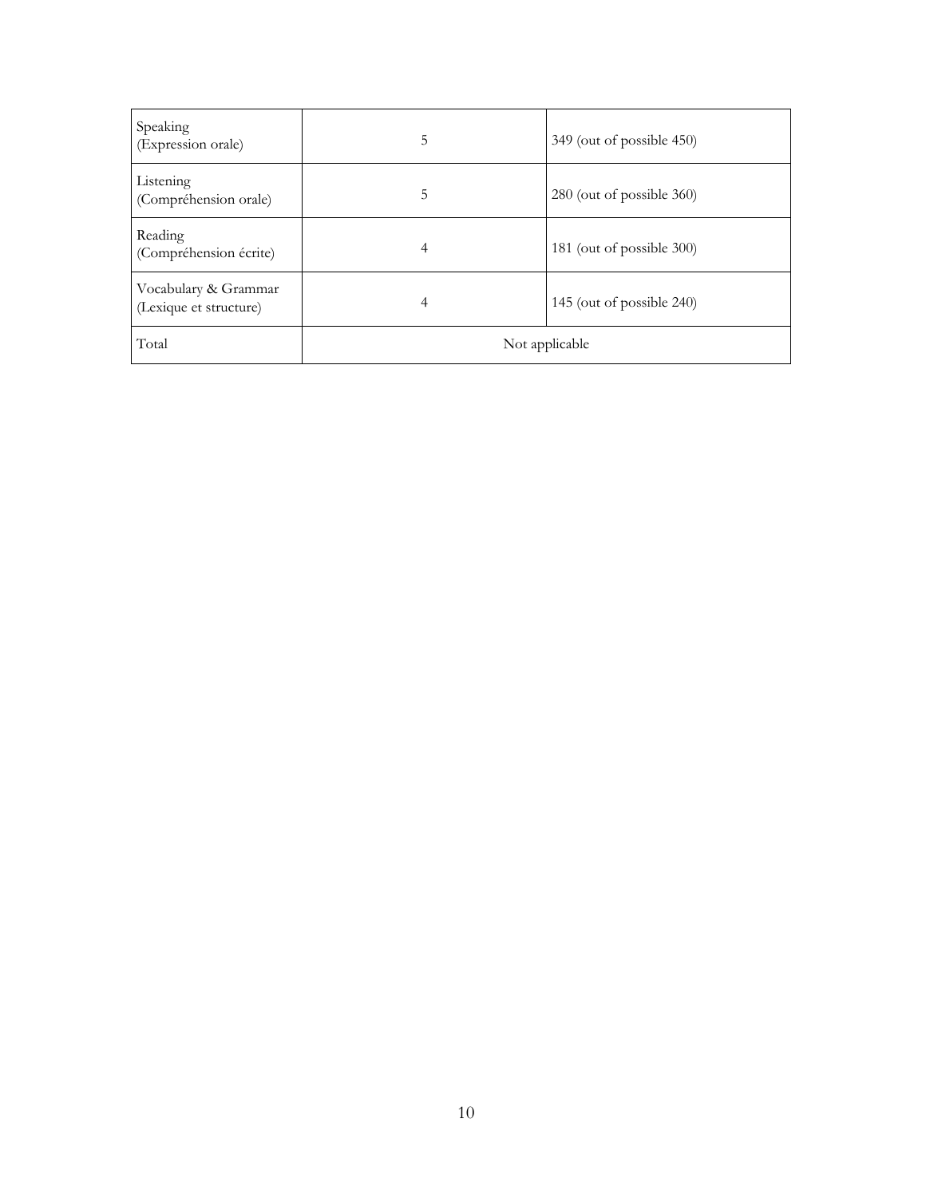| | | |
|---|---|---|
| Speaking (Expression orale) | 5 | 349 (out of possible 450) |
| Listening (Compréhension orale) | 5 | 280 (out of possible 360) |
| Reading (Compréhension écrite) | 4 | 181 (out of possible 300) |
| Vocabulary & Grammar (Lexique et structure) | 4 | 145 (out of possible 240) |
| Total | Not applicable | |